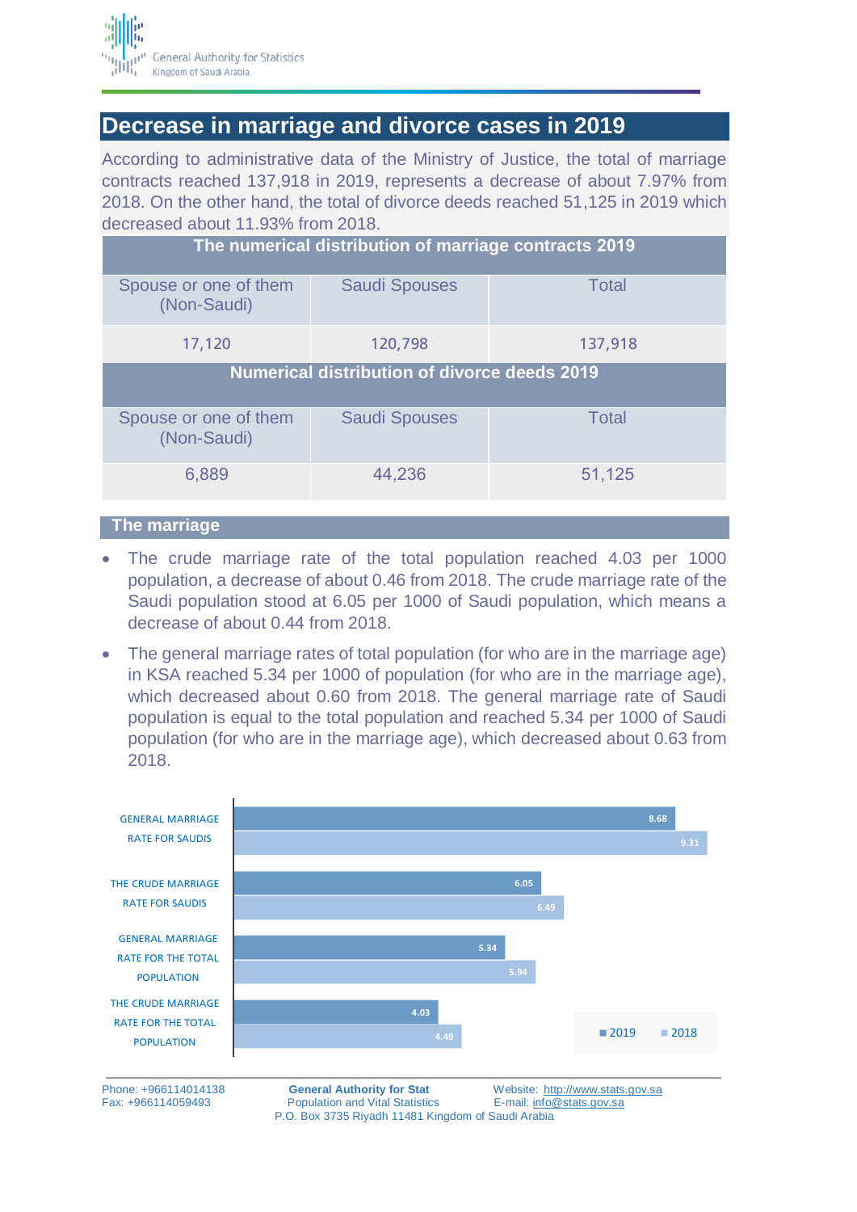## Decrease in marriage and divorce cases in 2019

According to administrative data of the Ministry of Justice, the total of marriage contracts reached 137,918 in 2019, represents a decrease of about 7.97% from 2018. On the other hand, the total of divorce deeds reached 51,125 in 2019 which decreased about 11.93% from 2018.

| The numerical distribution of marriage contracts 2019 | | |
|---|---|---|
| Spouse or one of them (Non-Saudi) | Saudi Spouses | Total |
| 17,120 | 120,798 | 137,918 |

| Numerical distribution of divorce deeds 2019 | | |
|---|---|---|
| Spouse or one of them (Non-Saudi) | Saudi Spouses | Total |
| 6,889 | 44,236 | 51,125 |

### The marriage

- The crude marriage rate of the total population reached 4.03 per 1000 population, a decrease of about 0.46 from 2018. The crude marriage rate of the Saudi population stood at 6.05 per 1000 of Saudi population, which means a decrease of about 0.44 from 2018.
- The general marriage rates of total population (for who are in the marriage age) in KSA reached 5.34 per 1000 of population (for who are in the marriage age), which decreased about 0.60 from 2018. The general marriage rate of Saudi population is equal to the total population and reached 5.34 per 1000 of Saudi population (for who are in the marriage age), which decreased about 0.63 from 2018.

| | 2019 | 2018 |
|---|---|---|
| GENERAL MARRIAGE RATE FOR SAUDIS | 8.68 | 9.31 |
| THE CRUDE MARRIAGE RATE FOR SAUDIS | 6.05 | 6.49 |
| GENERAL MARRIAGE RATE FOR THE TOTAL POPULATION | 5.34 | 5.94 |
| THE CRUDE MARRIAGE RATE FOR THE TOTAL POPULATION | 4.03 | 4.49 |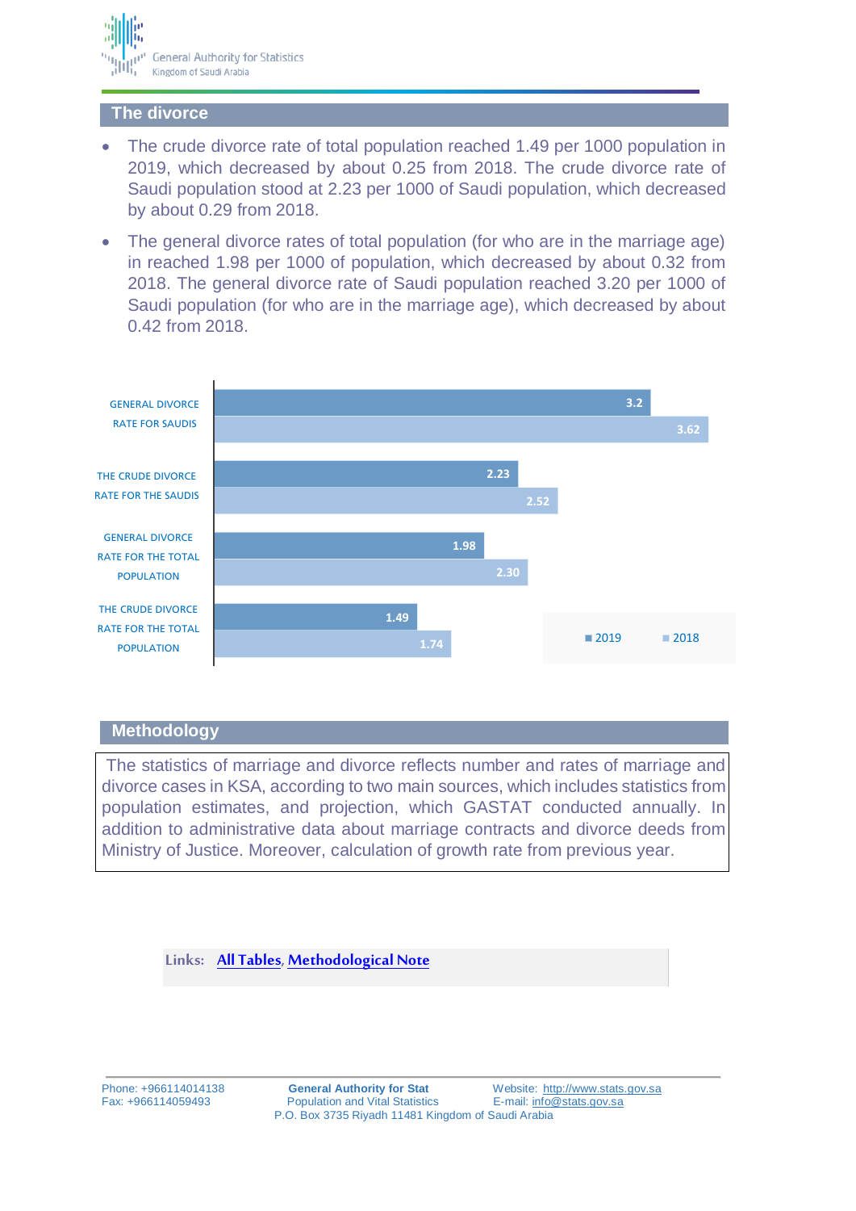## The divorce

- The crude divorce rate of total population reached 1.49 per 1000 population in 2019, which decreased by about 0.25 from 2018. The crude divorce rate of Saudi population stood at 2.23 per 1000 of Saudi population, which decreased by about 0.29 from 2018.
- The general divorce rates of total population (for who are in the marriage age) in reached 1.98 per 1000 of population, which decreased by about 0.32 from 2018. The general divorce rate of Saudi population reached 3.20 per 1000 of Saudi population (for who are in the marriage age), which decreased by about 0.42 from 2018.

GENERAL DIVORCE RATE FOR SAUDIS
3.2
3.62

THE CRUDE DIVORCE RATE FOR THE SAUDIS
2.23
2.52

GENERAL DIVORCE RATE FOR THE TOTAL POPULATION
1.98
2.30

THE CRUDE DIVORCE RATE FOR THE TOTAL POPULATION
1.49
1.74

2019
2018

## Methodology

The statistics of marriage and divorce reflects number and rates of marriage and divorce cases in KSA, according to two main sources, which includes statistics from population estimates, and projection, which GASTAT conducted annually. In addition to administrative data about marriage contracts and divorce deeds from Ministry of Justice. Moreover, calculation of growth rate from previous year.

**Links:** All Tables, Methodological Note